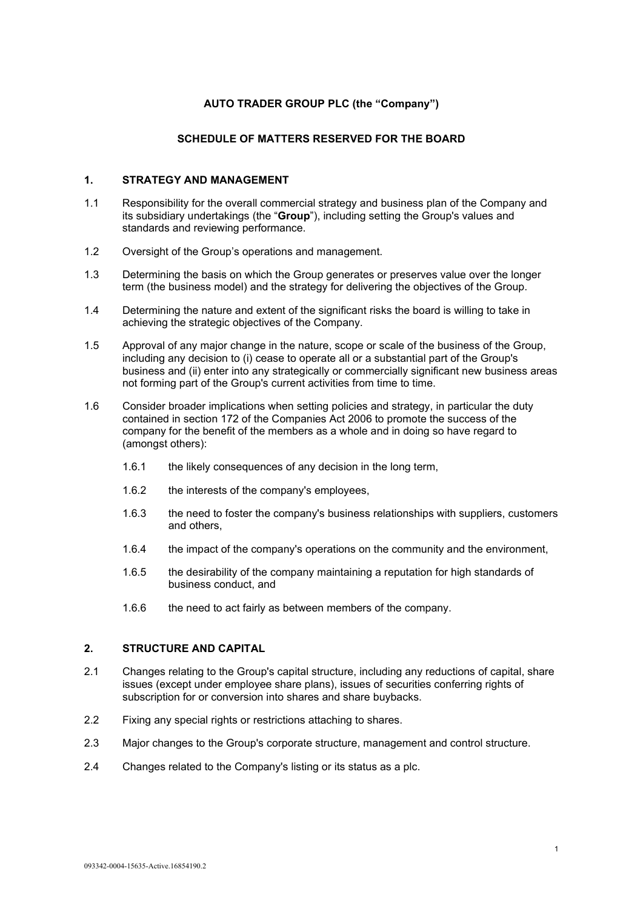**AUTO TRADER GROUP PLC (the "Company")**

**SCHEDULE OF MATTERS RESERVED FOR THE BOARD**

## 1. STRATEGY AND MANAGEMENT

1.1 Responsibility for the overall commercial strategy and business plan of the Company and its subsidiary undertakings (the "**Group**"), including setting the Group's values and standards and reviewing performance.

1.2 Oversight of the Group's operations and management.

1.3 Determining the basis on which the Group generates or preserves value over the longer term (the business model) and the strategy for delivering the objectives of the Group.

1.4 Determining the nature and extent of the significant risks the board is willing to take in achieving the strategic objectives of the Company.

1.5 Approval of any major change in the nature, scope or scale of the business of the Group, including any decision to (i) cease to operate all or a substantial part of the Group's business and (ii) enter into any strategically or commercially significant new business areas not forming part of the Group's current activities from time to time.

1.6 Consider broader implications when setting policies and strategy, in particular the duty contained in section 172 of the Companies Act 2006 to promote the success of the company for the benefit of the members as a whole and in doing so have regard to (amongst others):

1.6.1 the likely consequences of any decision in the long term,

1.6.2 the interests of the company's employees,

1.6.3 the need to foster the company's business relationships with suppliers, customers and others,

1.6.4 the impact of the company's operations on the community and the environment,

1.6.5 the desirability of the company maintaining a reputation for high standards of business conduct, and

1.6.6 the need to act fairly as between members of the company.

## 2. STRUCTURE AND CAPITAL

2.1 Changes relating to the Group's capital structure, including any reductions of capital, share issues (except under employee share plans), issues of securities conferring rights of subscription for or conversion into shares and share buybacks.

2.2 Fixing any special rights or restrictions attaching to shares.

2.3 Major changes to the Group's corporate structure, management and control structure.

2.4 Changes related to the Company's listing or its status as a plc.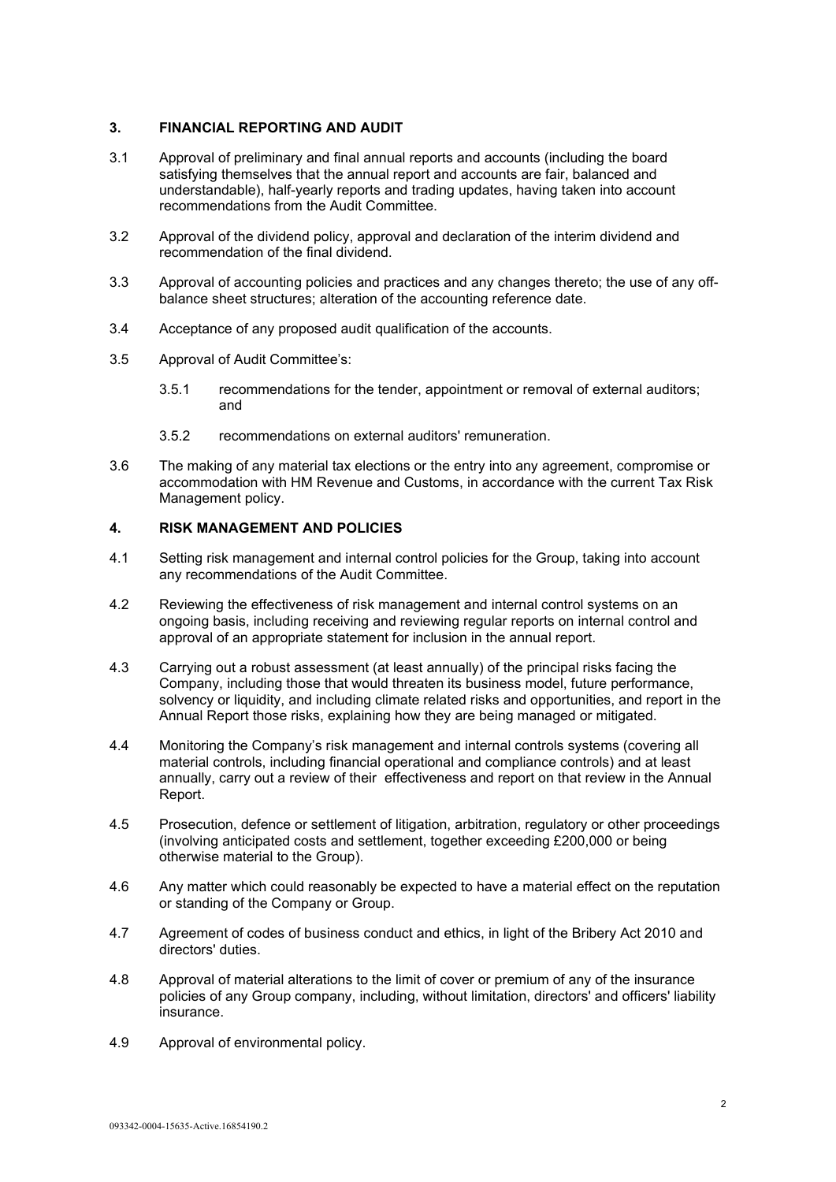## 3. FINANCIAL REPORTING AND AUDIT

3.1 Approval of preliminary and final annual reports and accounts (including the board satisfying themselves that the annual report and accounts are fair, balanced and understandable), half-yearly reports and trading updates, having taken into account recommendations from the Audit Committee.

3.2 Approval of the dividend policy, approval and declaration of the interim dividend and recommendation of the final dividend.

3.3 Approval of accounting policies and practices and any changes thereto; the use of any off-balance sheet structures; alteration of the accounting reference date.

3.4 Acceptance of any proposed audit qualification of the accounts.

3.5 Approval of Audit Committee's:

 3.5.1 recommendations for the tender, appointment or removal of external auditors; and

 3.5.2 recommendations on external auditors' remuneration.

3.6 The making of any material tax elections or the entry into any agreement, compromise or accommodation with HM Revenue and Customs, in accordance with the current Tax Risk Management policy.

## 4. RISK MANAGEMENT AND POLICIES

4.1 Setting risk management and internal control policies for the Group, taking into account any recommendations of the Audit Committee.

4.2 Reviewing the effectiveness of risk management and internal control systems on an ongoing basis, including receiving and reviewing regular reports on internal control and approval of an appropriate statement for inclusion in the annual report.

4.3 Carrying out a robust assessment (at least annually) of the principal risks facing the Company, including those that would threaten its business model, future performance, solvency or liquidity, and including climate related risks and opportunities, and report in the Annual Report those risks, explaining how they are being managed or mitigated.

4.4 Monitoring the Company's risk management and internal controls systems (covering all material controls, including financial operational and compliance controls) and at least annually, carry out a review of their effectiveness and report on that review in the Annual Report.

4.5 Prosecution, defence or settlement of litigation, arbitration, regulatory or other proceedings (involving anticipated costs and settlement, together exceeding £200,000 or being otherwise material to the Group).

4.6 Any matter which could reasonably be expected to have a material effect on the reputation or standing of the Company or Group.

4.7 Agreement of codes of business conduct and ethics, in light of the Bribery Act 2010 and directors' duties.

4.8 Approval of material alterations to the limit of cover or premium of any of the insurance policies of any Group company, including, without limitation, directors' and officers' liability insurance.

4.9 Approval of environmental policy.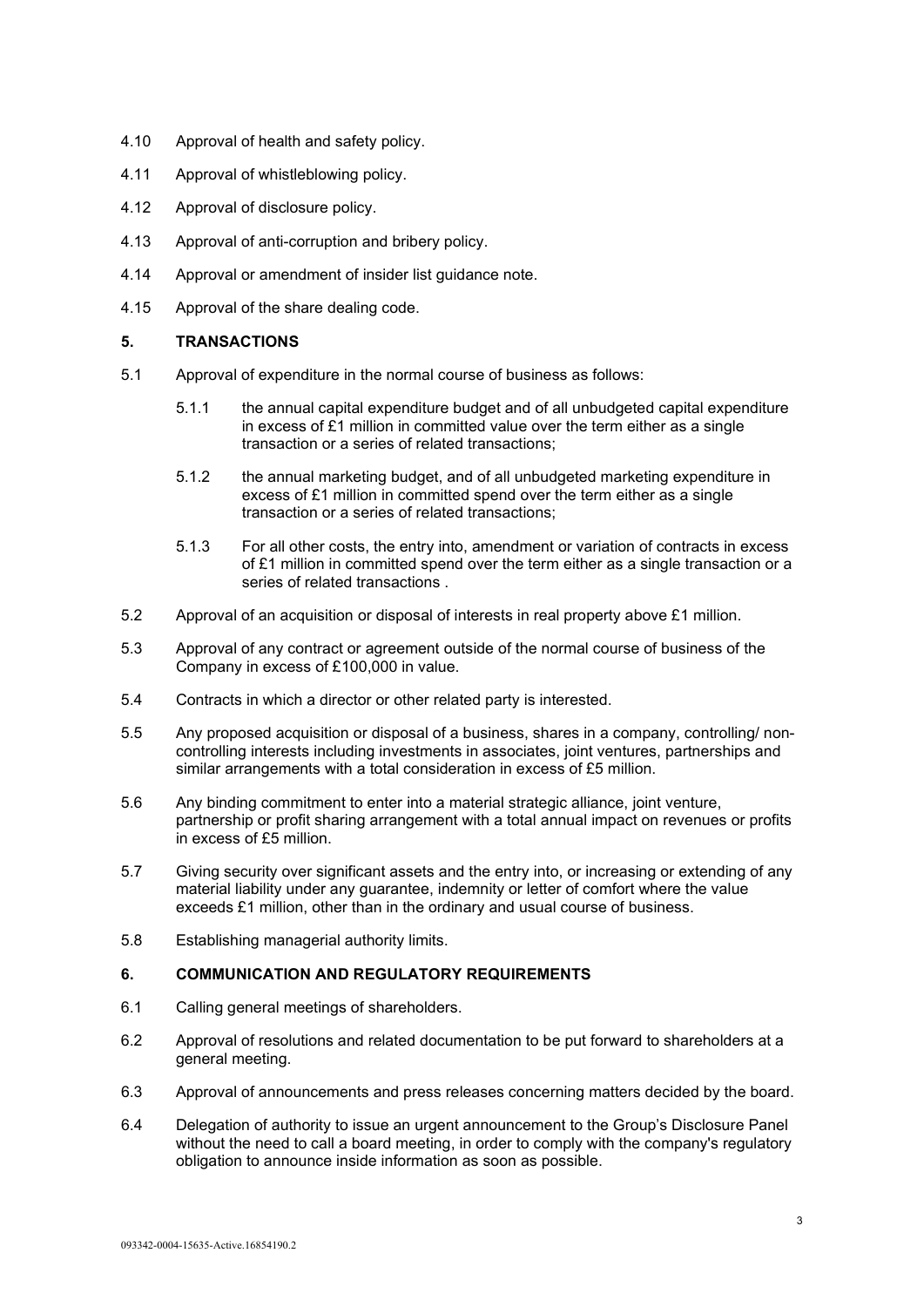4.10 Approval of health and safety policy.

4.11 Approval of whistleblowing policy.

4.12 Approval of disclosure policy.

4.13 Approval of anti-corruption and bribery policy.

4.14 Approval or amendment of insider list guidance note.

4.15 Approval of the share dealing code.

## 5. TRANSACTIONS

5.1 Approval of expenditure in the normal course of business as follows:

5.1.1 the annual capital expenditure budget and of all unbudgeted capital expenditure in excess of £1 million in committed value over the term either as a single transaction or a series of related transactions;

5.1.2 the annual marketing budget, and of all unbudgeted marketing expenditure in excess of £1 million in committed spend over the term either as a single transaction or a series of related transactions;

5.1.3 For all other costs, the entry into, amendment or variation of contracts in excess of £1 million in committed spend over the term either as a single transaction or a series of related transactions .

5.2 Approval of an acquisition or disposal of interests in real property above £1 million.

5.3 Approval of any contract or agreement outside of the normal course of business of the Company in excess of £100,000 in value.

5.4 Contracts in which a director or other related party is interested.

5.5 Any proposed acquisition or disposal of a business, shares in a company, controlling/ non-controlling interests including investments in associates, joint ventures, partnerships and similar arrangements with a total consideration in excess of £5 million.

5.6 Any binding commitment to enter into a material strategic alliance, joint venture, partnership or profit sharing arrangement with a total annual impact on revenues or profits in excess of £5 million.

5.7 Giving security over significant assets and the entry into, or increasing or extending of any material liability under any guarantee, indemnity or letter of comfort where the value exceeds £1 million, other than in the ordinary and usual course of business.

5.8 Establishing managerial authority limits.

## 6. COMMUNICATION AND REGULATORY REQUIREMENTS

6.1 Calling general meetings of shareholders.

6.2 Approval of resolutions and related documentation to be put forward to shareholders at a general meeting.

6.3 Approval of announcements and press releases concerning matters decided by the board.

6.4 Delegation of authority to issue an urgent announcement to the Group's Disclosure Panel without the need to call a board meeting, in order to comply with the company's regulatory obligation to announce inside information as soon as possible.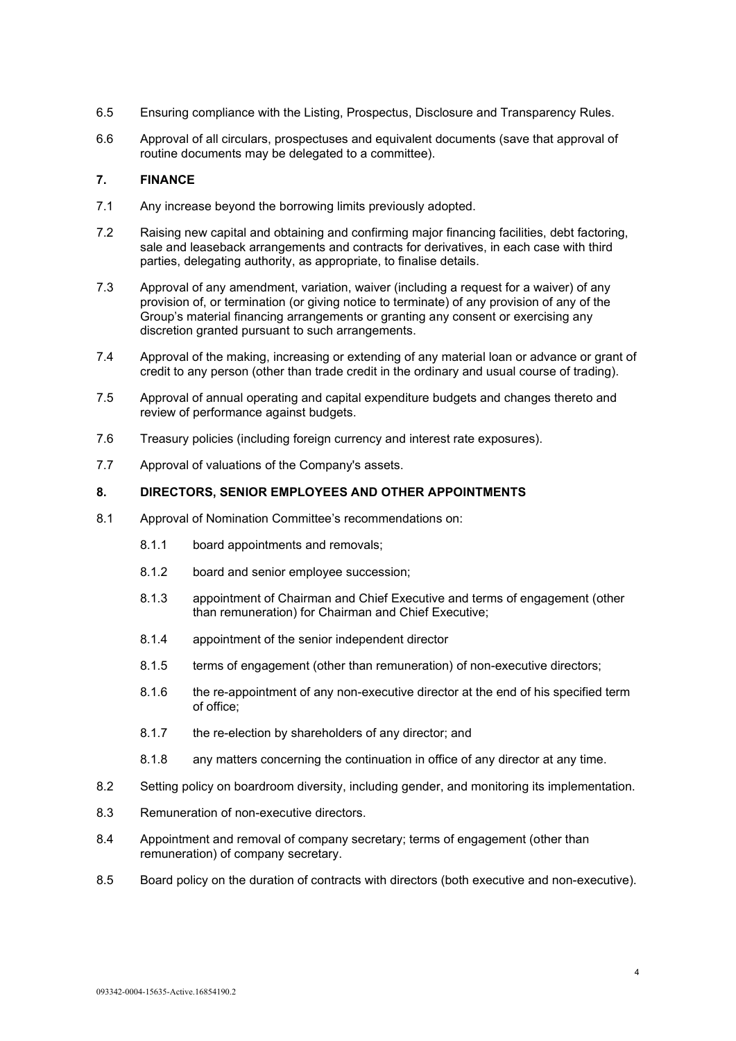6.5 Ensuring compliance with the Listing, Prospectus, Disclosure and Transparency Rules.

6.6 Approval of all circulars, prospectuses and equivalent documents (save that approval of routine documents may be delegated to a committee).

## 7. FINANCE

7.1 Any increase beyond the borrowing limits previously adopted.

7.2 Raising new capital and obtaining and confirming major financing facilities, debt factoring, sale and leaseback arrangements and contracts for derivatives, in each case with third parties, delegating authority, as appropriate, to finalise details.

7.3 Approval of any amendment, variation, waiver (including a request for a waiver) of any provision of, or termination (or giving notice to terminate) of any provision of any of the Group's material financing arrangements or granting any consent or exercising any discretion granted pursuant to such arrangements.

7.4 Approval of the making, increasing or extending of any material loan or advance or grant of credit to any person (other than trade credit in the ordinary and usual course of trading).

7.5 Approval of annual operating and capital expenditure budgets and changes thereto and review of performance against budgets.

7.6 Treasury policies (including foreign currency and interest rate exposures).

7.7 Approval of valuations of the Company's assets.

## 8. DIRECTORS, SENIOR EMPLOYEES AND OTHER APPOINTMENTS

8.1 Approval of Nomination Committee's recommendations on:

- 8.1.1 board appointments and removals;
- 8.1.2 board and senior employee succession;
- 8.1.3 appointment of Chairman and Chief Executive and terms of engagement (other than remuneration) for Chairman and Chief Executive;
- 8.1.4 appointment of the senior independent director
- 8.1.5 terms of engagement (other than remuneration) of non-executive directors;
- 8.1.6 the re-appointment of any non-executive director at the end of his specified term of office;
- 8.1.7 the re-election by shareholders of any director; and
- 8.1.8 any matters concerning the continuation in office of any director at any time.

8.2 Setting policy on boardroom diversity, including gender, and monitoring its implementation.

8.3 Remuneration of non-executive directors.

8.4 Appointment and removal of company secretary; terms of engagement (other than remuneration) of company secretary.

8.5 Board policy on the duration of contracts with directors (both executive and non-executive).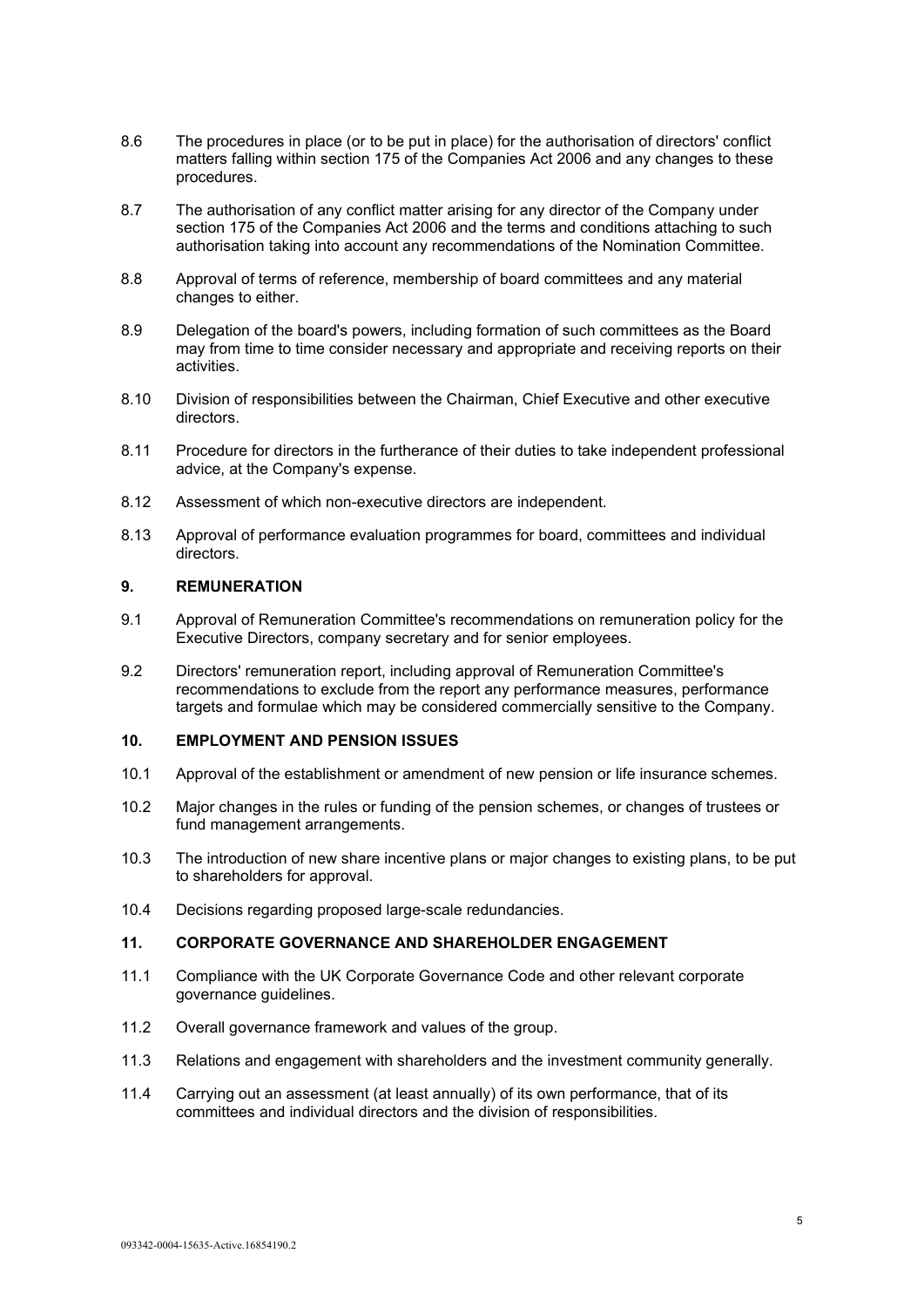8.6 The procedures in place (or to be put in place) for the authorisation of directors' conflict matters falling within section 175 of the Companies Act 2006 and any changes to these procedures.

8.7 The authorisation of any conflict matter arising for any director of the Company under section 175 of the Companies Act 2006 and the terms and conditions attaching to such authorisation taking into account any recommendations of the Nomination Committee.

8.8 Approval of terms of reference, membership of board committees and any material changes to either.

8.9 Delegation of the board's powers, including formation of such committees as the Board may from time to time consider necessary and appropriate and receiving reports on their activities.

8.10 Division of responsibilities between the Chairman, Chief Executive and other executive directors.

8.11 Procedure for directors in the furtherance of their duties to take independent professional advice, at the Company's expense.

8.12 Assessment of which non-executive directors are independent.

8.13 Approval of performance evaluation programmes for board, committees and individual directors.

**9. REMUNERATION**

9.1 Approval of Remuneration Committee's recommendations on remuneration policy for the Executive Directors, company secretary and for senior employees.

9.2 Directors' remuneration report, including approval of Remuneration Committee's recommendations to exclude from the report any performance measures, performance targets and formulae which may be considered commercially sensitive to the Company.

**10. EMPLOYMENT AND PENSION ISSUES**

10.1 Approval of the establishment or amendment of new pension or life insurance schemes.

10.2 Major changes in the rules or funding of the pension schemes, or changes of trustees or fund management arrangements.

10.3 The introduction of new share incentive plans or major changes to existing plans, to be put to shareholders for approval.

10.4 Decisions regarding proposed large-scale redundancies.

**11. CORPORATE GOVERNANCE AND SHAREHOLDER ENGAGEMENT**

11.1 Compliance with the UK Corporate Governance Code and other relevant corporate governance guidelines.

11.2 Overall governance framework and values of the group.

11.3 Relations and engagement with shareholders and the investment community generally.

11.4 Carrying out an assessment (at least annually) of its own performance, that of its committees and individual directors and the division of responsibilities.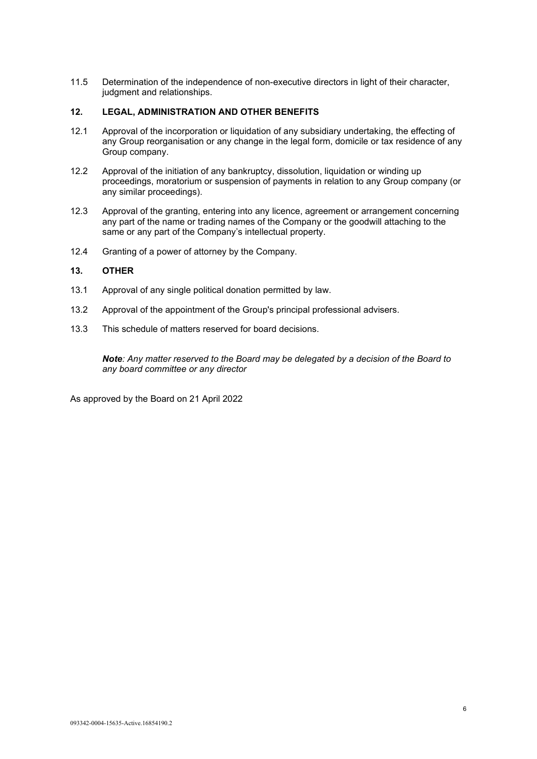11.5 Determination of the independence of non-executive directors in light of their character, judgment and relationships.

## 12. LEGAL, ADMINISTRATION AND OTHER BENEFITS

12.1 Approval of the incorporation or liquidation of any subsidiary undertaking, the effecting of any Group reorganisation or any change in the legal form, domicile or tax residence of any Group company.

12.2 Approval of the initiation of any bankruptcy, dissolution, liquidation or winding up proceedings, moratorium or suspension of payments in relation to any Group company (or any similar proceedings).

12.3 Approval of the granting, entering into any licence, agreement or arrangement concerning any part of the name or trading names of the Company or the goodwill attaching to the same or any part of the Company's intellectual property.

12.4 Granting of a power of attorney by the Company.

## 13. OTHER

13.1 Approval of any single political donation permitted by law.

13.2 Approval of the appointment of the Group's principal professional advisers.

13.3 This schedule of matters reserved for board decisions.

***Note**: Any matter reserved to the Board may be delegated by a decision of the Board to any board committee or any director*

As approved by the Board on 21 April 2022

093342-0004-15635-Active.16854190.2